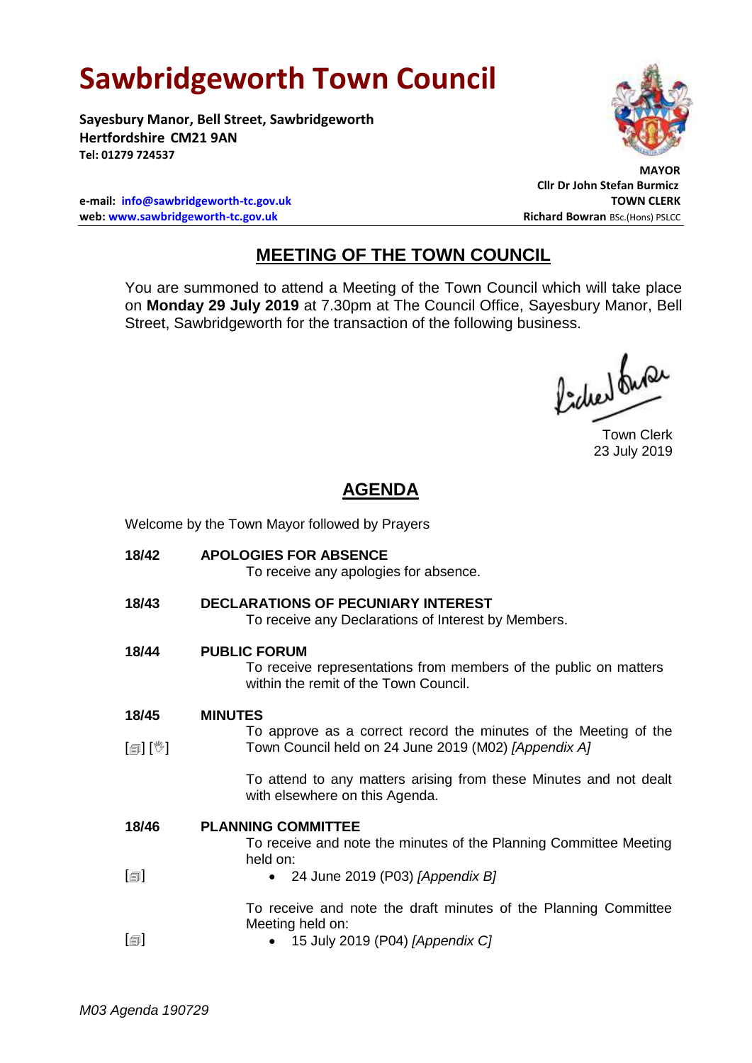# Sawbridgeworth Town Council

**Sayesbury Manor, Bell Street, Sawbridgeworth**
**Hertfordshire CM21 9AN**
**Tel: 01279 724537**

**MAYOR**
**Cllr Dr John Stefan Burmicz**

**e-mail: info@sawbridgeworth-tc.gov.uk**
**web: www.sawbridgeworth-tc.gov.uk**

**TOWN CLERK**
**Richard Bowran** BSc.(Hons) PSLCC

## MEETING OF THE TOWN COUNCIL

You are summoned to attend a Meeting of the Town Council which will take place on **Monday 29 July 2019** at 7.30pm at The Council Office, Sayesbury Manor, Bell Street, Sawbridgeworth for the transaction of the following business.

Town Clerk
23 July 2019

## AGENDA

Welcome by the Town Mayor followed by Prayers

**18/42 APOLOGIES FOR ABSENCE**

To receive any apologies for absence.

**18/43 DECLARATIONS OF PECUNIARY INTEREST**

To receive any Declarations of Interest by Members.

**18/44 PUBLIC FORUM**

To receive representations from members of the public on matters within the remit of the Town Council.

**18/45 MINUTES**

[📄] [✋] To approve as a correct record the minutes of the Meeting of the Town Council held on 24 June 2019 (M02) *[Appendix A]*

To attend to any matters arising from these Minutes and not dealt with elsewhere on this Agenda.

**18/46 PLANNING COMMITTEE**

To receive and note the minutes of the Planning Committee Meeting held on:

[📄] 
- 24 June 2019 (P03) *[Appendix B]*

To receive and note the draft minutes of the Planning Committee Meeting held on:

[📄] 
- 15 July 2019 (P04) *[Appendix C]*

*M03 Agenda 190729*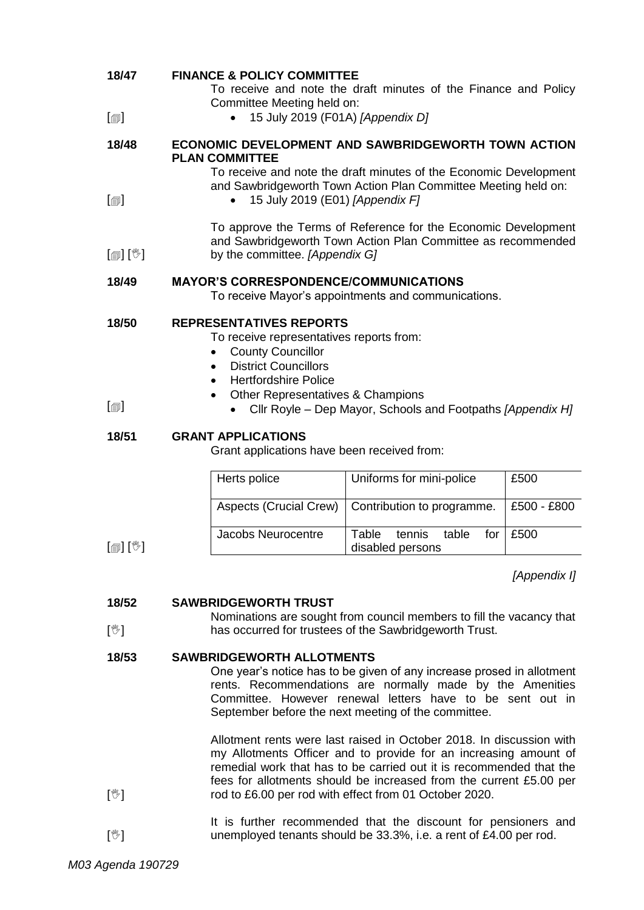**18/47** **FINANCE & POLICY COMMITTEE**

To receive and note the draft minutes of the Finance and Policy Committee Meeting held on:

[🗐] • 15 July 2019 (F01A) *[Appendix D]*

**18/48** **ECONOMIC DEVELOPMENT AND SAWBRIDGEWORTH TOWN ACTION PLAN COMMITTEE**

To receive and note the draft minutes of the Economic Development and Sawbridgeworth Town Action Plan Committee Meeting held on:

[🗐] • 15 July 2019 (E01) *[Appendix F]*

To approve the Terms of Reference for the Economic Development and Sawbridgeworth Town Action Plan Committee as recommended

[🗐] [✋] by the committee. *[Appendix G]*

**18/49** **MAYOR'S CORRESPONDENCE/COMMUNICATIONS**

To receive Mayor's appointments and communications.

**18/50** **REPRESENTATIVES REPORTS**

To receive representatives reports from:

- County Councillor
- District Councillors
- Hertfordshire Police
- Other Representatives & Champions

[🗐] • Cllr Royle – Dep Mayor, Schools and Footpaths *[Appendix H]*

**18/51** **GRANT APPLICATIONS**

Grant applications have been received from:

| Herts police | Uniforms for mini-police | £500 |
|---|---|---|
| Aspects (Crucial Crew) | Contribution to programme. | £500 - £800 |
| Jacobs Neurocentre | Table tennis table for disabled persons | £500 |

[🗐] [✋]

*[Appendix I]*

**18/52** **SAWBRIDGEWORTH TRUST**

[✋] Nominations are sought from council members to fill the vacancy that has occurred for trustees of the Sawbridgeworth Trust.

**18/53** **SAWBRIDGEWORTH ALLOTMENTS**

One year's notice has to be given of any increase prosed in allotment rents. Recommendations are normally made by the Amenities Committee. However renewal letters have to be sent out in September before the next meeting of the committee.

[✋] Allotment rents were last raised in October 2018. In discussion with my Allotments Officer and to provide for an increasing amount of remedial work that has to be carried out it is recommended that the fees for allotments should be increased from the current £5.00 per rod to £6.00 per rod with effect from 01 October 2020.

[✋] It is further recommended that the discount for pensioners and unemployed tenants should be 33.3%, i.e. a rent of £4.00 per rod.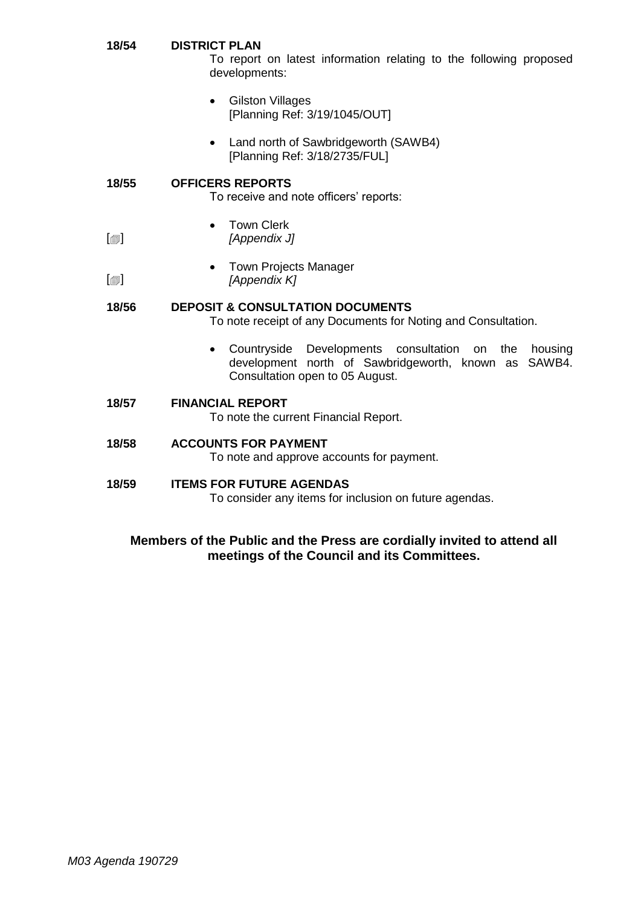**18/54 DISTRICT PLAN**

To report on latest information relating to the following proposed developments:

- Gilston Villages
  [Planning Ref: 3/19/1045/OUT]
- Land north of Sawbridgeworth (SAWB4)
  [Planning Ref: 3/18/2735/FUL]

**18/55 OFFICERS REPORTS**

To receive and note officers' reports:

- Town Clerk
  [🗐] *[Appendix J]*
- Town Projects Manager
  [🗐] *[Appendix K]*

**18/56 DEPOSIT & CONSULTATION DOCUMENTS**

To note receipt of any Documents for Noting and Consultation.

- Countryside Developments consultation on the housing development north of Sawbridgeworth, known as SAWB4. Consultation open to 05 August.

**18/57 FINANCIAL REPORT**

To note the current Financial Report.

**18/58 ACCOUNTS FOR PAYMENT**

To note and approve accounts for payment.

**18/59 ITEMS FOR FUTURE AGENDAS**

To consider any items for inclusion on future agendas.

**Members of the Public and the Press are cordially invited to attend all meetings of the Council and its Committees.**